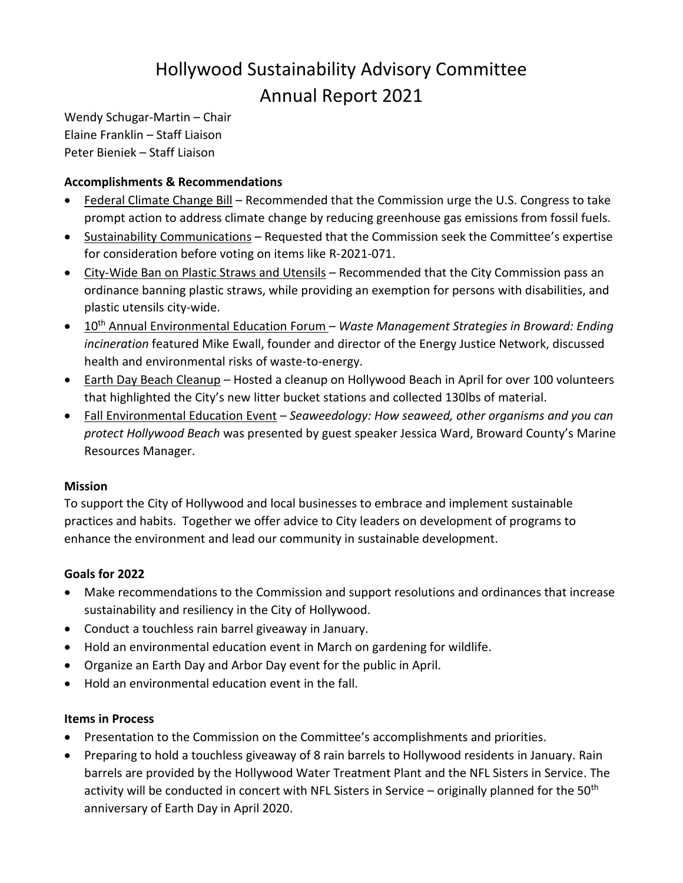# Hollywood Sustainability Advisory Committee
# Annual Report 2021

Wendy Schugar-Martin – Chair
Elaine Franklin – Staff Liaison
Peter Bieniek – Staff Liaison

**Accomplishments & Recommendations**

- Federal Climate Change Bill – Recommended that the Commission urge the U.S. Congress to take prompt action to address climate change by reducing greenhouse gas emissions from fossil fuels.
- Sustainability Communications – Requested that the Commission seek the Committee's expertise for consideration before voting on items like R-2021-071.
- City-Wide Ban on Plastic Straws and Utensils – Recommended that the City Commission pass an ordinance banning plastic straws, while providing an exemption for persons with disabilities, and plastic utensils city-wide.
- 10th Annual Environmental Education Forum – *Waste Management Strategies in Broward: Ending incineration* featured Mike Ewall, founder and director of the Energy Justice Network, discussed health and environmental risks of waste-to-energy.
- Earth Day Beach Cleanup – Hosted a cleanup on Hollywood Beach in April for over 100 volunteers that highlighted the City's new litter bucket stations and collected 130lbs of material.
- Fall Environmental Education Event – *Seaweedology: How seaweed, other organisms and you can protect Hollywood Beach* was presented by guest speaker Jessica Ward, Broward County's Marine Resources Manager.

**Mission**

To support the City of Hollywood and local businesses to embrace and implement sustainable practices and habits. Together we offer advice to City leaders on development of programs to enhance the environment and lead our community in sustainable development.

**Goals for 2022**

- Make recommendations to the Commission and support resolutions and ordinances that increase sustainability and resiliency in the City of Hollywood.
- Conduct a touchless rain barrel giveaway in January.
- Hold an environmental education event in March on gardening for wildlife.
- Organize an Earth Day and Arbor Day event for the public in April.
- Hold an environmental education event in the fall.

**Items in Process**

- Presentation to the Commission on the Committee's accomplishments and priorities.
- Preparing to hold a touchless giveaway of 8 rain barrels to Hollywood residents in January. Rain barrels are provided by the Hollywood Water Treatment Plant and the NFL Sisters in Service. The activity will be conducted in concert with NFL Sisters in Service – originally planned for the 50th anniversary of Earth Day in April 2020.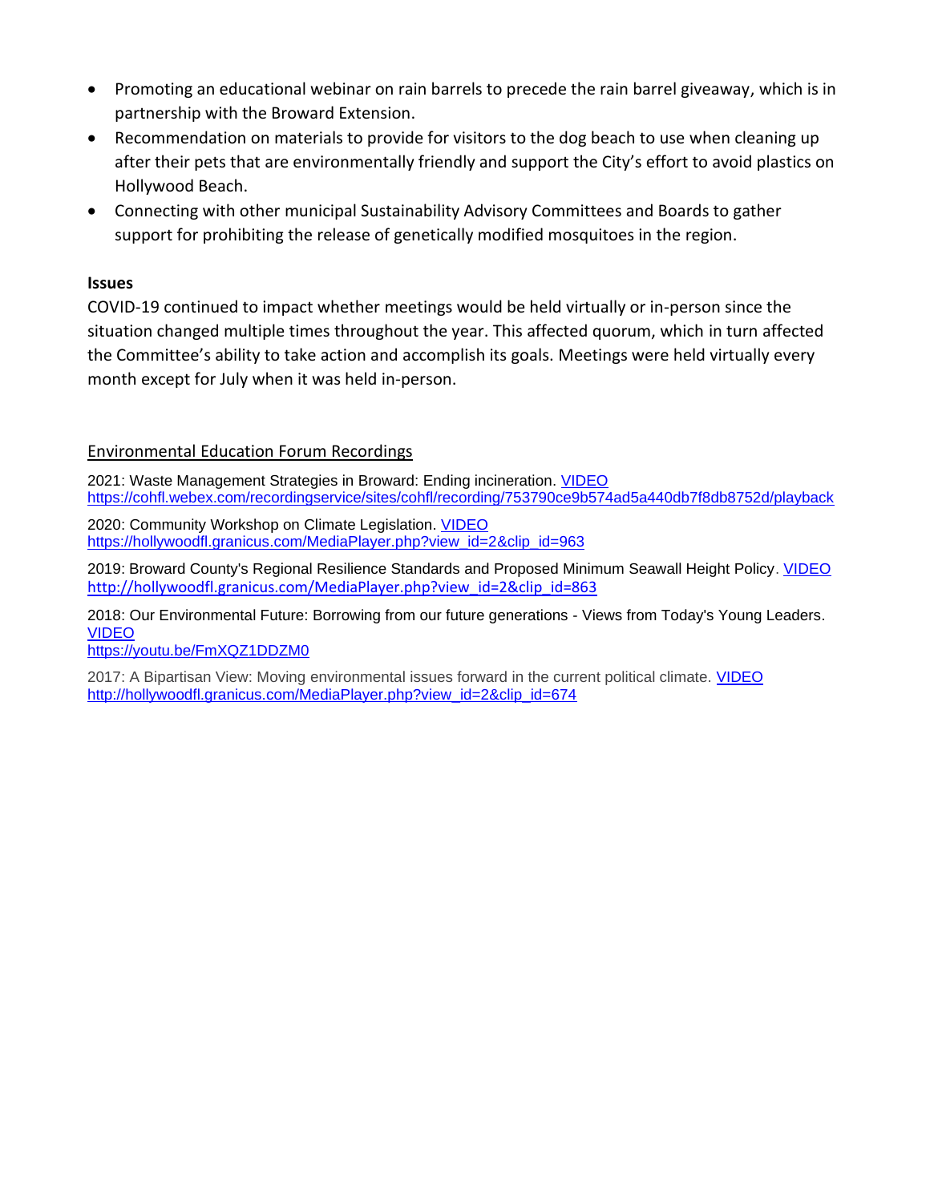- Promoting an educational webinar on rain barrels to precede the rain barrel giveaway, which is in partnership with the Broward Extension.
- Recommendation on materials to provide for visitors to the dog beach to use when cleaning up after their pets that are environmentally friendly and support the City's effort to avoid plastics on Hollywood Beach.
- Connecting with other municipal Sustainability Advisory Committees and Boards to gather support for prohibiting the release of genetically modified mosquitoes in the region.

**Issues**

COVID-19 continued to impact whether meetings would be held virtually or in-person since the situation changed multiple times throughout the year. This affected quorum, which in turn affected the Committee's ability to take action and accomplish its goals. Meetings were held virtually every month except for July when it was held in-person.

<u>Environmental Education Forum Recordings</u>

2021: Waste Management Strategies in Broward: Ending incineration. VIDEO
https://cohfl.webex.com/recordingservice/sites/cohfl/recording/753790ce9b574ad5a440db7f8db8752d/playback

2020: Community Workshop on Climate Legislation. VIDEO
https://hollywoodfl.granicus.com/MediaPlayer.php?view_id=2&clip_id=963

2019: Broward County's Regional Resilience Standards and Proposed Minimum Seawall Height Policy. VIDEO
http://hollywoodfl.granicus.com/MediaPlayer.php?view_id=2&clip_id=863

2018: Our Environmental Future: Borrowing from our future generations - Views from Today's Young Leaders. VIDEO
https://youtu.be/FmXQZ1DDZM0

2017: A Bipartisan View: Moving environmental issues forward in the current political climate. VIDEO
http://hollywoodfl.granicus.com/MediaPlayer.php?view_id=2&clip_id=674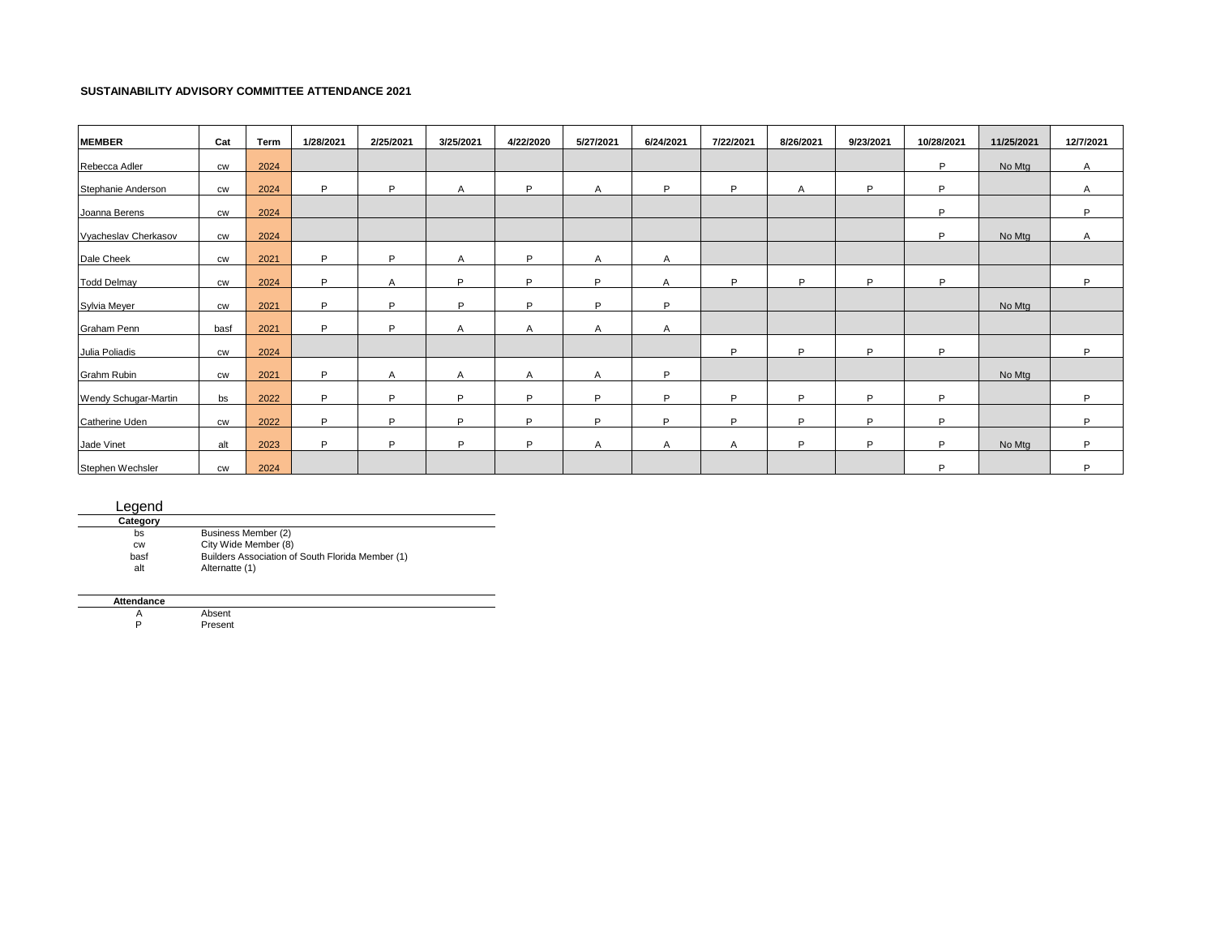**SUSTAINABILITY ADVISORY COMMITTEE ATTENDANCE 2021**

| MEMBER | Cat | Term | 1/28/2021 | 2/25/2021 | 3/25/2021 | 4/22/2020 | 5/27/2021 | 6/24/2021 | 7/22/2021 | 8/26/2021 | 9/23/2021 | 10/28/2021 | 11/25/2021 | 12/7/2021 |
|---|---|---|---|---|---|---|---|---|---|---|---|---|---|---|
| Rebecca Adler | cw | 2024 | | | | | | | | | | P | No Mtg | A |
| Stephanie Anderson | cw | 2024 | P | P | A | P | A | P | P | A | P | P | | A |
| Joanna Berens | cw | 2024 | | | | | | | | | | P | | P |
| Vyacheslav Cherkasov | cw | 2024 | | | | | | | | | | P | No Mtg | A |
| Dale Cheek | cw | 2021 | P | P | A | P | A | A | | | | | | |
| Todd Delmay | cw | 2024 | P | A | P | P | P | A | P | P | P | P | | P |
| Sylvia Meyer | cw | 2021 | P | P | P | P | P | P | | | | | No Mtg | |
| Graham Penn | basf | 2021 | P | P | A | A | A | A | | | | | | |
| Julia Poliadis | cw | 2024 | | | | | | | P | P | P | P | | P |
| Grahm Rubin | cw | 2021 | P | A | A | A | A | P | | | | | No Mtg | |
| Wendy Schugar-Martin | bs | 2022 | P | P | P | P | P | P | P | P | P | P | | P |
| Catherine Uden | cw | 2022 | P | P | P | P | P | P | P | P | P | P | | P |
| Jade Vinet | alt | 2023 | P | P | P | P | A | A | A | P | P | P | No Mtg | P |
| Stephen Wechsler | cw | 2024 | | | | | | | | | | P | | P |

## Legend

| Category | |
|---|---|
| bs | Business Member (2) |
| cw | City Wide Member (8) |
| basf | Builders Association of South Florida Member (1) |
| alt | Alternatte (1) |

| Attendance | |
|---|---|
| A | Absent |
| P | Present |